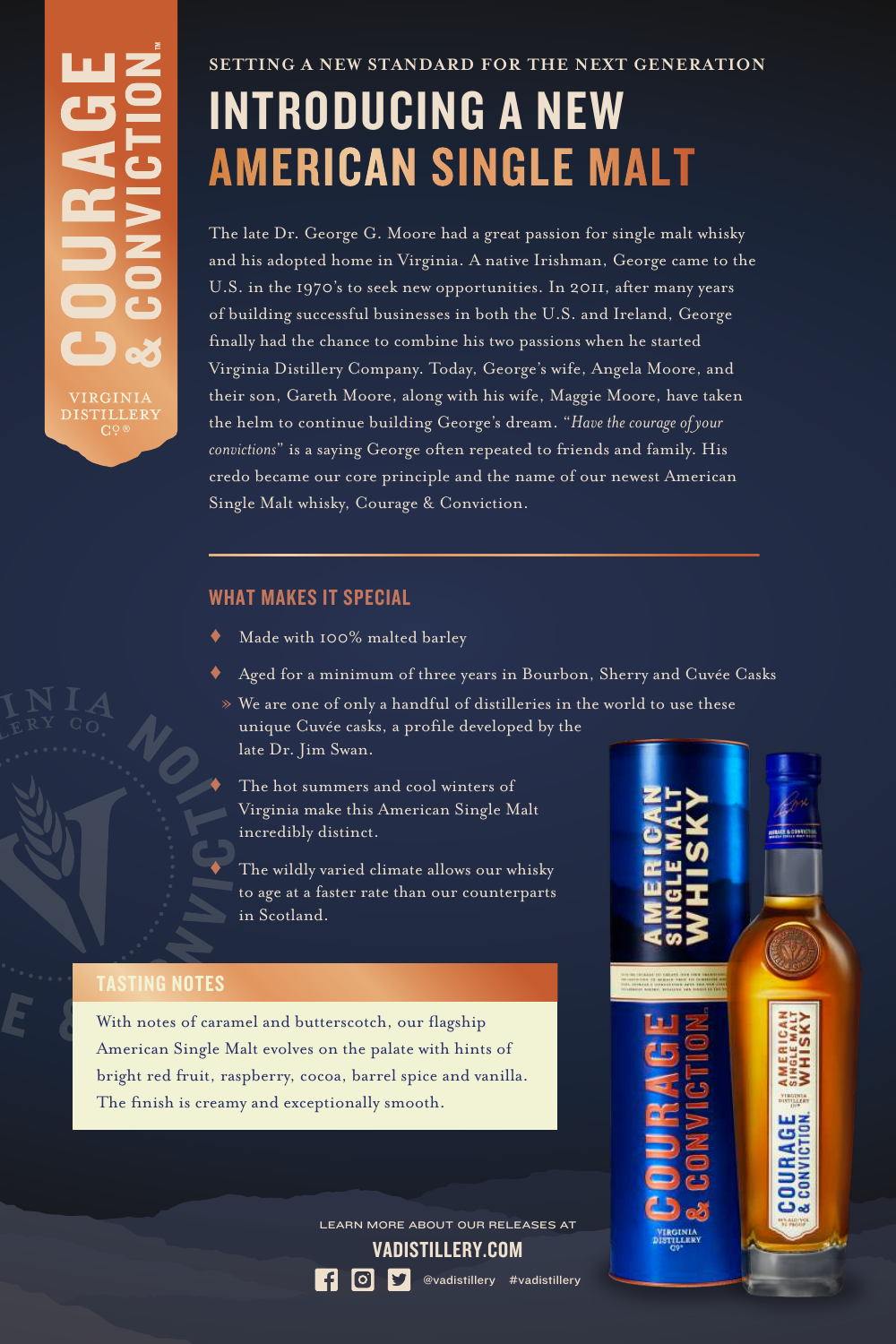COURAGE & CONVICTION™

VIRGINIA DISTILLERY CO.®

SETTING A NEW STANDARD FOR THE NEXT GENERATION

# INTRODUCING A NEW AMERICAN SINGLE MALT

The late Dr. George G. Moore had a great passion for single malt whisky and his adopted home in Virginia. A native Irishman, George came to the U.S. in the 1970's to seek new opportunities. In 2011, after many years of building successful businesses in both the U.S. and Ireland, George finally had the chance to combine his two passions when he started Virginia Distillery Company. Today, George's wife, Angela Moore, and their son, Gareth Moore, along with his wife, Maggie Moore, have taken the helm to continue building George's dream. "*Have the courage of your convictions*" is a saying George often repeated to friends and family. His credo became our core principle and the name of our newest American Single Malt whisky, Courage & Conviction.

## WHAT MAKES IT SPECIAL

- Made with 100% malted barley
- Aged for a minimum of three years in Bourbon, Sherry and Cuvée Casks
  - » We are one of only a handful of distilleries in the world to use these unique Cuvée casks, a profile developed by the late Dr. Jim Swan.
- The hot summers and cool winters of Virginia make this American Single Malt incredibly distinct.
- The wildly varied climate allows our whisky to age at a faster rate than our counterparts in Scotland.

## TASTING NOTES

With notes of caramel and butterscotch, our flagship American Single Malt evolves on the palate with hints of bright red fruit, raspberry, cocoa, barrel spice and vanilla. The finish is creamy and exceptionally smooth.

LEARN MORE ABOUT OUR RELEASES AT

**VADISTILLERY.COM**

@vadistillery #vadistillery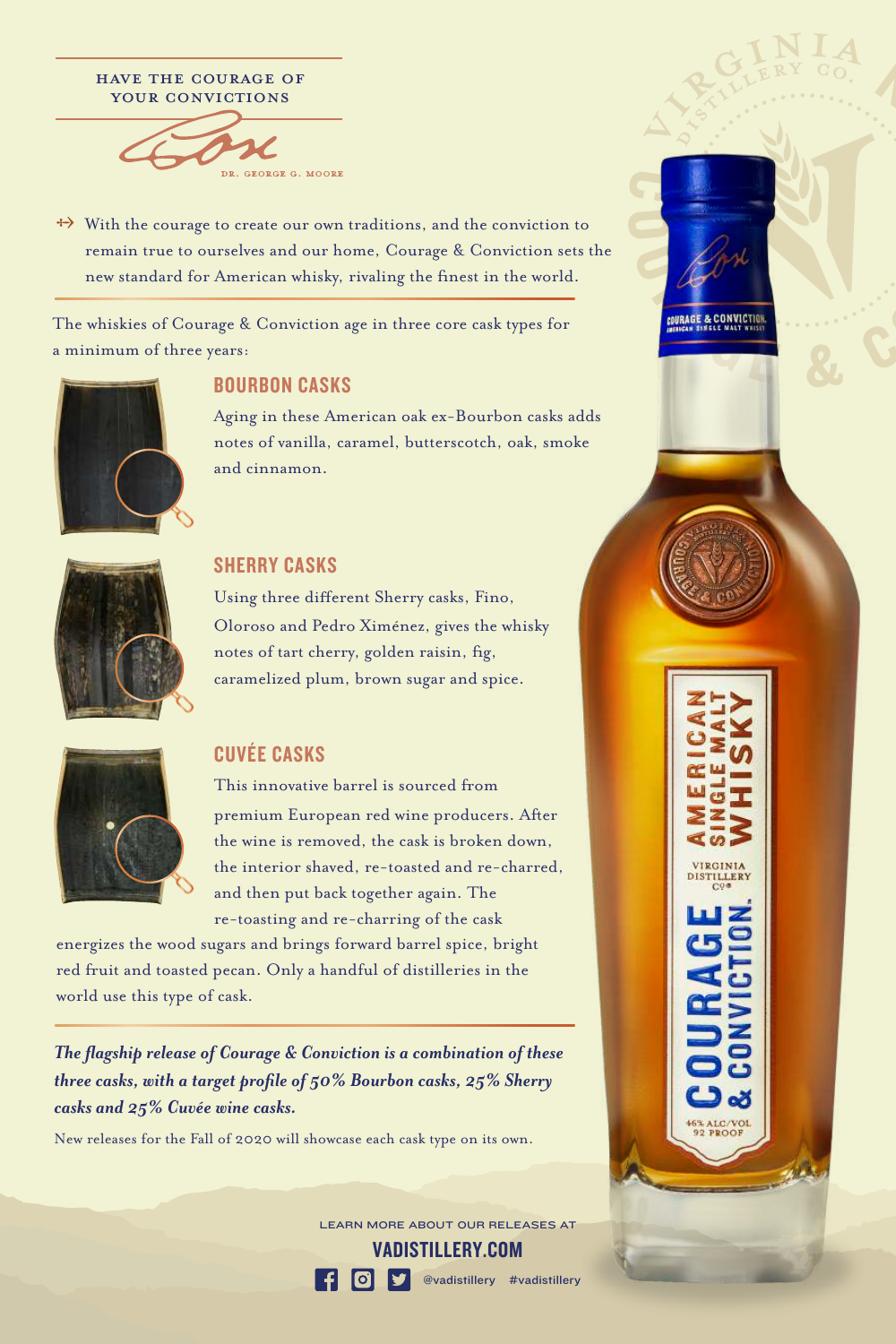HAVE THE COURAGE OF YOUR CONVICTIONS

DR. GEORGE G. MOORE

With the courage to create our own traditions, and the conviction to remain true to ourselves and our home, Courage & Conviction sets the new standard for American whisky, rivaling the finest in the world.

The whiskies of Courage & Conviction age in three core cask types for a minimum of three years:

## BOURBON CASKS

Aging in these American oak ex-Bourbon casks adds notes of vanilla, caramel, butterscotch, oak, smoke and cinnamon.

## SHERRY CASKS

Using three different Sherry casks, Fino, Oloroso and Pedro Ximénez, gives the whisky notes of tart cherry, golden raisin, fig, caramelized plum, brown sugar and spice.

## CUVÉE CASKS

This innovative barrel is sourced from premium European red wine producers. After the wine is removed, the cask is broken down, the interior shaved, re-toasted and re-charred, and then put back together again. The re-toasting and re-charring of the cask energizes the wood sugars and brings forward barrel spice, bright red fruit and toasted pecan. Only a handful of distilleries in the world use this type of cask.

***The flagship release of Courage & Conviction is a combination of these three casks, with a target profile of 50% Bourbon casks, 25% Sherry casks and 25% Cuvée wine casks.***

New releases for the Fall of 2020 will showcase each cask type on its own.

LEARN MORE ABOUT OUR RELEASES AT

**VADISTILLERY.COM**

@vadistillery #vadistillery

COURAGE & CONVICTION.
AMERICAN SINGLE MALT WHISKY
VIRGINIA DISTILLERY CO.
46% ALC/VOL 92 PROOF